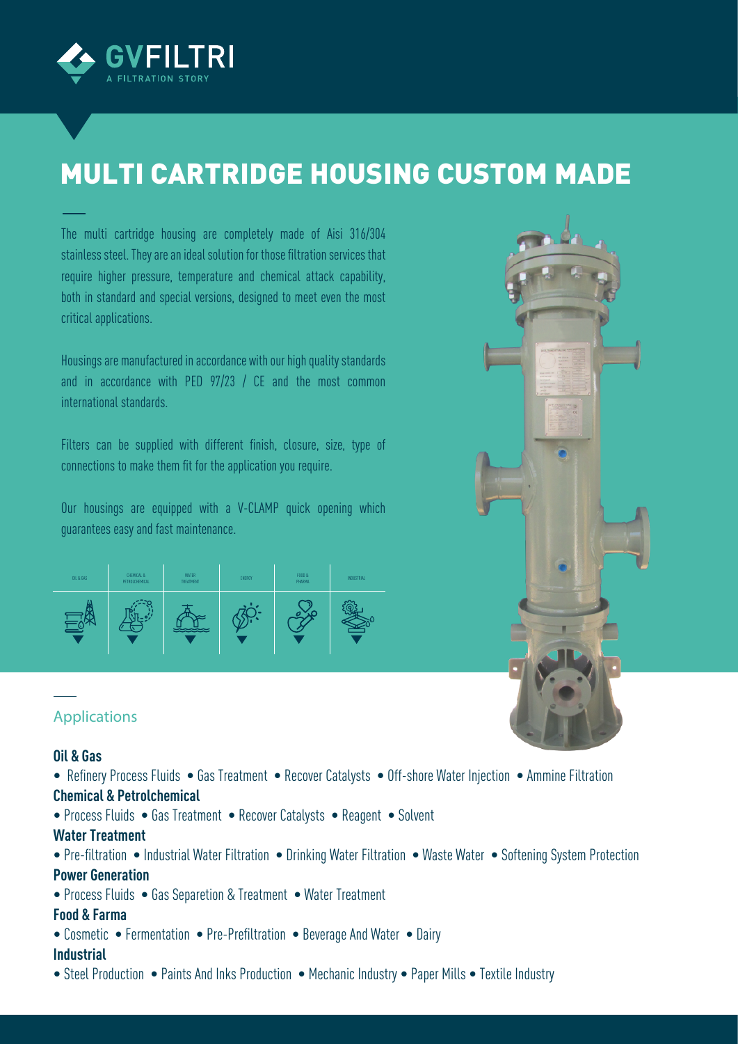GVFILTRI

A FILTRATION STORY

# MULTI CARTRIDGE HOUSING CUSTOM MADE

The multi cartridge housing are completely made of Aisi 316/304 stainless steel. They are an ideal solution for those filtration services that require higher pressure, temperature and chemical attack capability, both in standard and special versions, designed to meet even the most critical applications.

Housings are manufactured in accordance with our high quality standards and in accordance with PED 97/23 / CE and the most common international standards.

Filters can be supplied with different finish, closure, size, type of connections to make them fit for the application you require.

Our housings are equipped with a V-CLAMP quick opening which guarantees easy and fast maintenance.

| OIL & GAS | CHEMICAL & PETROLCHEMICAL | WATER TREATMENT | ENERGY | FOOD & PHARMA | INDUSTRIAL |
| --- | --- | --- | --- | --- | --- |

## Applications

### Oil & Gas

- Refinery Process Fluids • Gas Treatment • Recover Catalysts • Off-shore Water Injection • Ammine Filtration

### Chemical & Petrolchemical

- Process Fluids • Gas Treatment • Recover Catalysts • Reagent • Solvent

### Water Treatment

- Pre-filtration • Industrial Water Filtration • Drinking Water Filtration • Waste Water • Softening System Protection

### Power Generation

- Process Fluids • Gas Separetion & Treatment • Water Treatment

### Food & Farma

- Cosmetic • Fermentation • Pre-Prefiltration • Beverage And Water • Dairy

### Industrial

- Steel Production • Paints And Inks Production • Mechanic Industry • Paper Mills • Textile Industry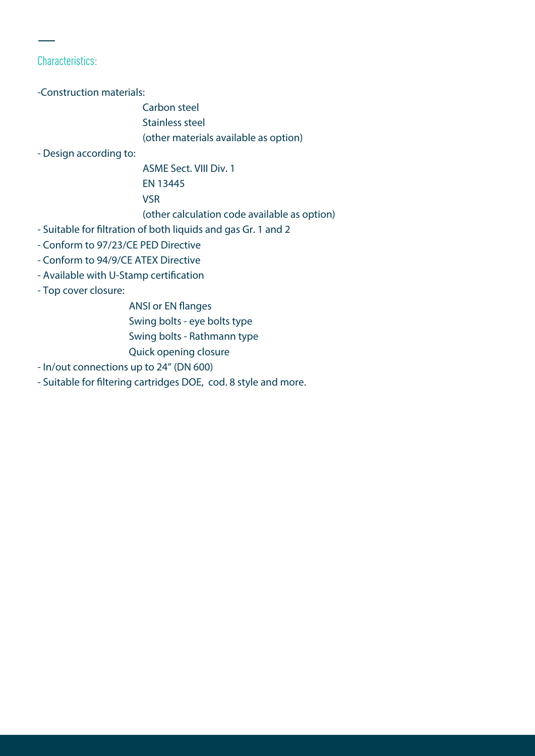## Characteristics:

-Construction materials:

  Carbon steel
  Stainless steel
  (other materials available as option)

- Design according to:

  ASME Sect. VIII Div. 1
  EN 13445
  VSR
  (other calculation code available as option)

- Suitable for filtration of both liquids and gas Gr. 1 and 2
- Conform to 97/23/CE PED Directive
- Conform to 94/9/CE ATEX Directive
- Available with U-Stamp certification
- Top cover closure:

  ANSI or EN flanges
  Swing bolts - eye bolts type
  Swing bolts - Rathmann type
  Quick opening closure

- In/out connections up to 24" (DN 600)
- Suitable for filtering cartridges DOE, cod. 8 style and more.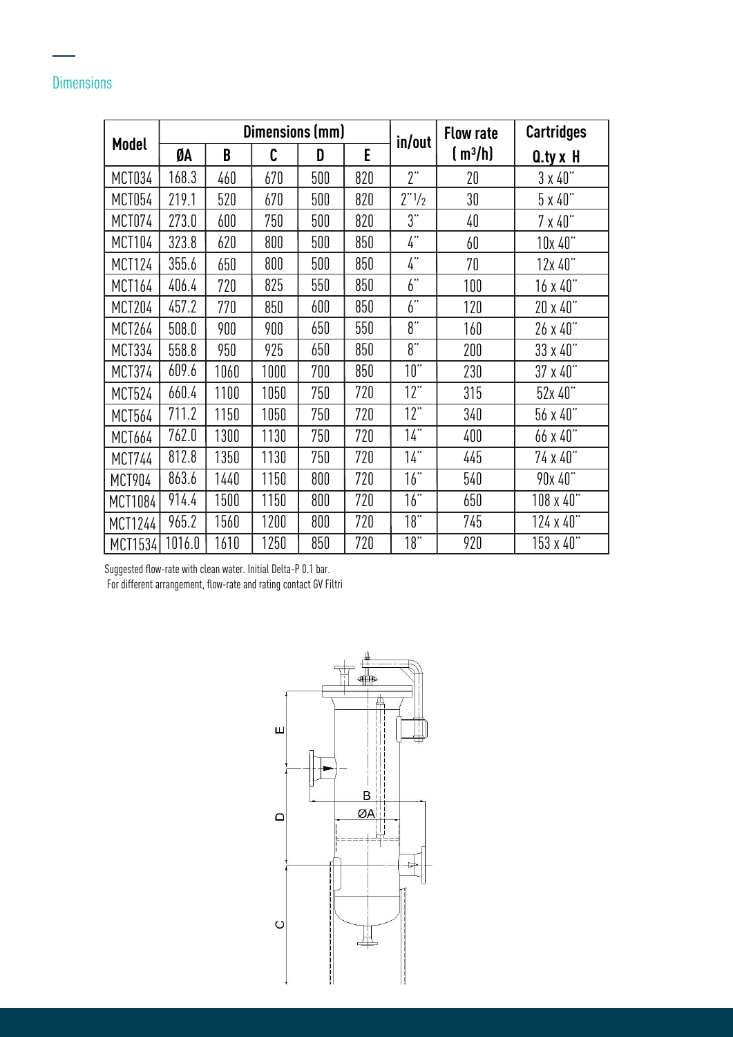## Dimensions

| Model | Dimensions (mm) | | | | | in/out | Flow rate (m³/h) | Cartridges |
|---|---|---|---|---|---|---|---|---|
| | ØA | B | C | D | E | | | Q.ty x H |
| MCT034 | 168.3 | 460 | 670 | 500 | 820 | 2" | 20 | 3 x 40" |
| MCT054 | 219.1 | 520 | 670 | 500 | 820 | 2"½ | 30 | 5 x 40" |
| MCT074 | 273.0 | 600 | 750 | 500 | 820 | 3" | 40 | 7 x 40" |
| MCT104 | 323.8 | 620 | 800 | 500 | 850 | 4" | 60 | 10x 40" |
| MCT124 | 355.6 | 650 | 800 | 500 | 850 | 4" | 70 | 12x 40" |
| MCT164 | 406.4 | 720 | 825 | 550 | 850 | 6" | 100 | 16 x 40" |
| MCT204 | 457.2 | 770 | 850 | 600 | 850 | 6" | 120 | 20 x 40" |
| MCT264 | 508.0 | 900 | 900 | 650 | 550 | 8" | 160 | 26 x 40" |
| MCT334 | 558.8 | 950 | 925 | 650 | 850 | 8" | 200 | 33 x 40" |
| MCT374 | 609.6 | 1060 | 1000 | 700 | 850 | 10" | 230 | 37 x 40" |
| MCT524 | 660.4 | 1100 | 1050 | 750 | 720 | 12" | 315 | 52x 40" |
| MCT564 | 711.2 | 1150 | 1050 | 750 | 720 | 12" | 340 | 56 x 40" |
| MCT664 | 762.0 | 1300 | 1130 | 750 | 720 | 14" | 400 | 66 x 40" |
| MCT744 | 812.8 | 1350 | 1130 | 750 | 720 | 14" | 445 | 74 x 40" |
| MCT904 | 863.6 | 1440 | 1150 | 800 | 720 | 16" | 540 | 90x 40" |
| MCT1084 | 914.4 | 1500 | 1150 | 800 | 720 | 16" | 650 | 108 x 40" |
| MCT1244 | 965.2 | 1560 | 1200 | 800 | 720 | 18" | 745 | 124 x 40" |
| MCT1534 | 1016.0 | 1610 | 1250 | 850 | 720 | 18" | 920 | 153 x 40" |

Suggested flow-rate with clean water. Initial Delta-P 0.1 bar.
For different arrangement, flow-rate and rating contact GV Filtri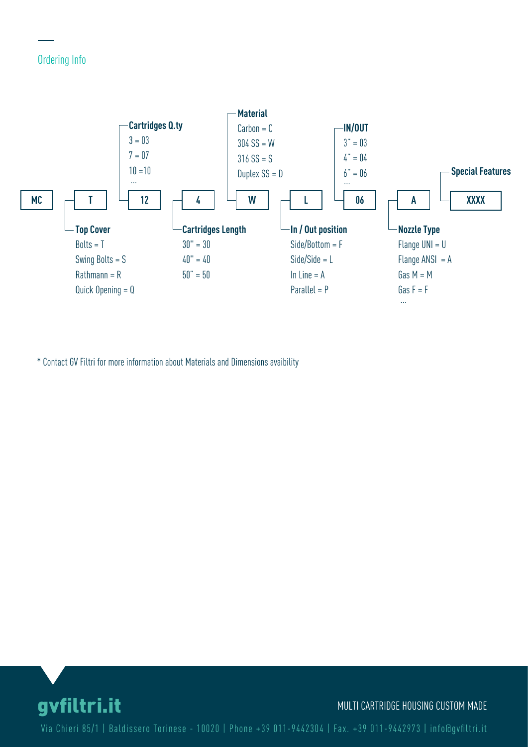## Ordering Info

| MC | T | 12 | 4 | W | L | 06 | A | XXXX |
|---|---|---|---|---|---|---|---|---|

**Top Cover**
- Bolts = T
- Swing Bolts = S
- Rathmann = R
- Quick Opening = Q

**Cartridges Q.ty**
- 3 = 03
- 7 = 07
- 10 =10
- ...

**Cartridges Length**
- 30" = 30
- 40" = 40
- 50" = 50

**Material**
- Carbon = C
- 304 SS = W
- 316 SS = S
- Duplex SS = D

**In / Out position**
- Side/Bottom = F
- Side/Side = L
- In Line = A
- Parallel = P

**IN/OUT**
- 3" = 03
- 4" = 04
- 6" = 06
- ...

**Nozzle Type**
- Flange UNI = U
- Flange ANSI = A
- Gas M = M
- Gas F = F
- ...

**Special Features**

* Contact GV Filtri for more information about Materials and Dimensions avaibility